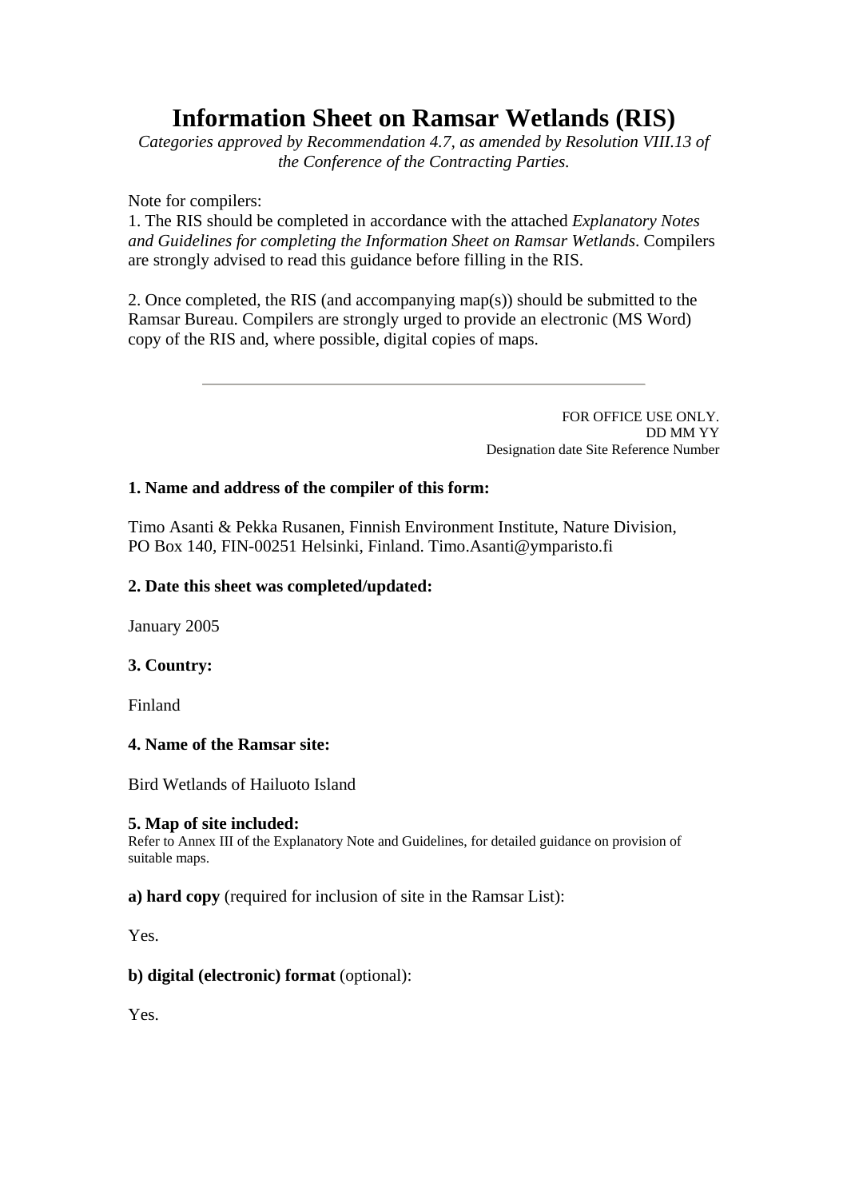# Information Sheet on Ramsar Wetlands (RIS)

*Categories approved by Recommendation 4.7, as amended by Resolution VIII.13 of the Conference of the Contracting Parties.*

Note for compilers:

1. The RIS should be completed in accordance with the attached *Explanatory Notes and Guidelines for completing the Information Sheet on Ramsar Wetlands*. Compilers are strongly advised to read this guidance before filling in the RIS.

2. Once completed, the RIS (and accompanying map(s)) should be submitted to the Ramsar Bureau. Compilers are strongly urged to provide an electronic (MS Word) copy of the RIS and, where possible, digital copies of maps.

---

FOR OFFICE USE ONLY.
DD MM YY
Designation date Site Reference Number

**1. Name and address of the compiler of this form:**

Timo Asanti & Pekka Rusanen, Finnish Environment Institute, Nature Division, PO Box 140, FIN-00251 Helsinki, Finland. Timo.Asanti@ymparisto.fi

**2. Date this sheet was completed/updated:**

January 2005

**3. Country:**

Finland

**4. Name of the Ramsar site:**

Bird Wetlands of Hailuoto Island

**5. Map of site included:**
Refer to Annex III of the Explanatory Note and Guidelines, for detailed guidance on provision of suitable maps.

**a) hard copy** (required for inclusion of site in the Ramsar List):

Yes.

**b) digital (electronic) format** (optional):

Yes.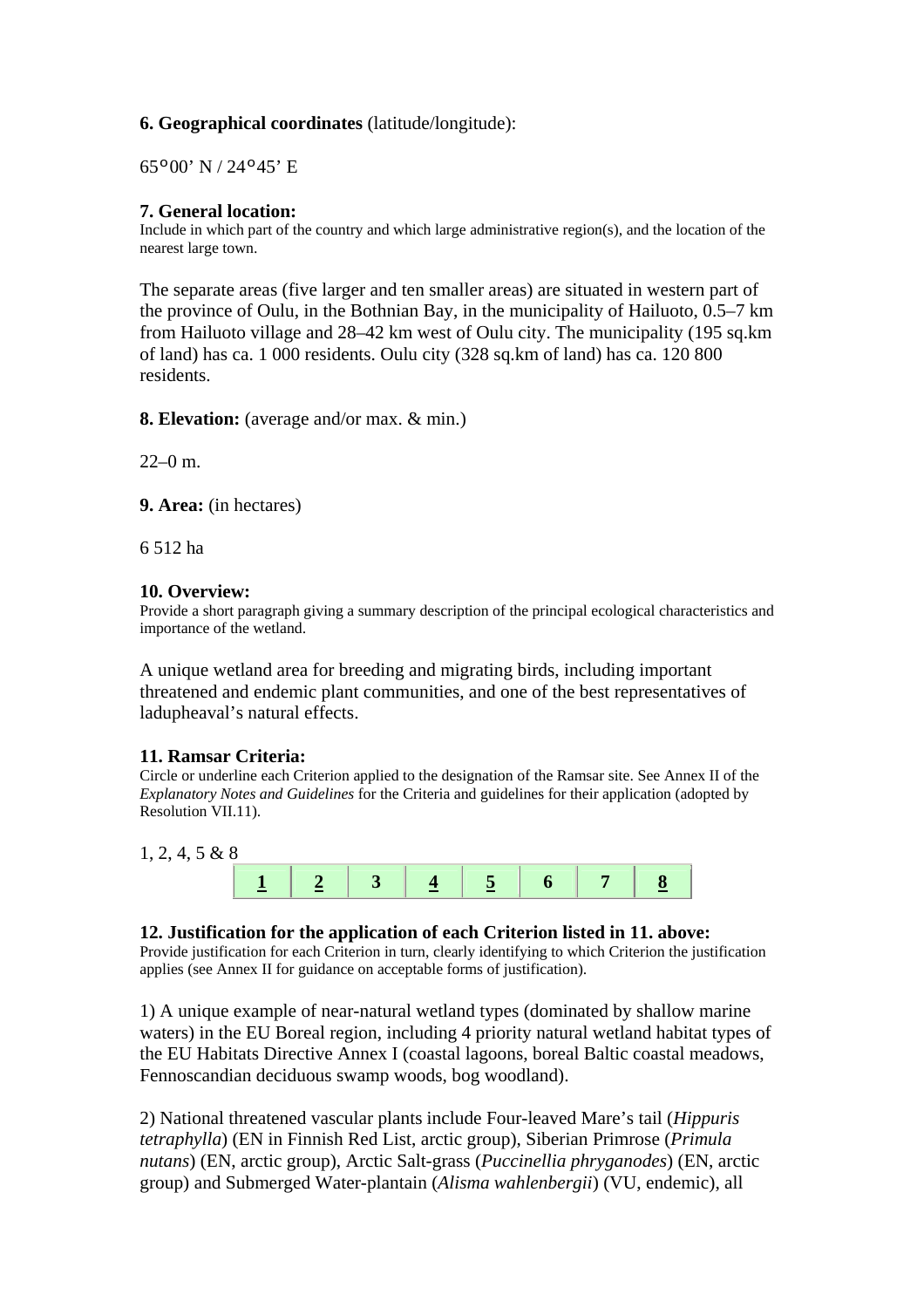**6. Geographical coordinates** (latitude/longitude):

65°00' N / 24°45' E

**7. General location:**
Include in which part of the country and which large administrative region(s), and the location of the nearest large town.

The separate areas (five larger and ten smaller areas) are situated in western part of the province of Oulu, in the Bothnian Bay, in the municipality of Hailuoto, 0.5–7 km from Hailuoto village and 28–42 km west of Oulu city. The municipality (195 sq.km of land) has ca. 1 000 residents. Oulu city (328 sq.km of land) has ca. 120 800 residents.

**8. Elevation:** (average and/or max. & min.)

22–0 m.

**9. Area:** (in hectares)

6 512 ha

**10. Overview:**
Provide a short paragraph giving a summary description of the principal ecological characteristics and importance of the wetland.

A unique wetland area for breeding and migrating birds, including important threatened and endemic plant communities, and one of the best representatives of ladupheaval's natural effects.

**11. Ramsar Criteria:**
Circle or underline each Criterion applied to the designation of the Ramsar site. See Annex II of the *Explanatory Notes and Guidelines* for the Criteria and guidelines for their application (adopted by Resolution VII.11).

1, 2, 4, 5 & 8

| **<u>1</u>** | **<u>2</u>** | **3** | **<u>4</u>** | **<u>5</u>** | **6** | **7** | **<u>8</u>** |
|---|---|---|---|---|---|---|---|

**12. Justification for the application of each Criterion listed in 11. above:**
Provide justification for each Criterion in turn, clearly identifying to which Criterion the justification applies (see Annex II for guidance on acceptable forms of justification).

1) A unique example of near-natural wetland types (dominated by shallow marine waters) in the EU Boreal region, including 4 priority natural wetland habitat types of the EU Habitats Directive Annex I (coastal lagoons, boreal Baltic coastal meadows, Fennoscandian deciduous swamp woods, bog woodland).

2) National threatened vascular plants include Four-leaved Mare's tail (*Hippuris tetraphylla*) (EN in Finnish Red List, arctic group), Siberian Primrose (*Primula nutans*) (EN, arctic group), Arctic Salt-grass (*Puccinellia phryganodes*) (EN, arctic group) and Submerged Water-plantain (*Alisma wahlenbergii*) (VU, endemic), all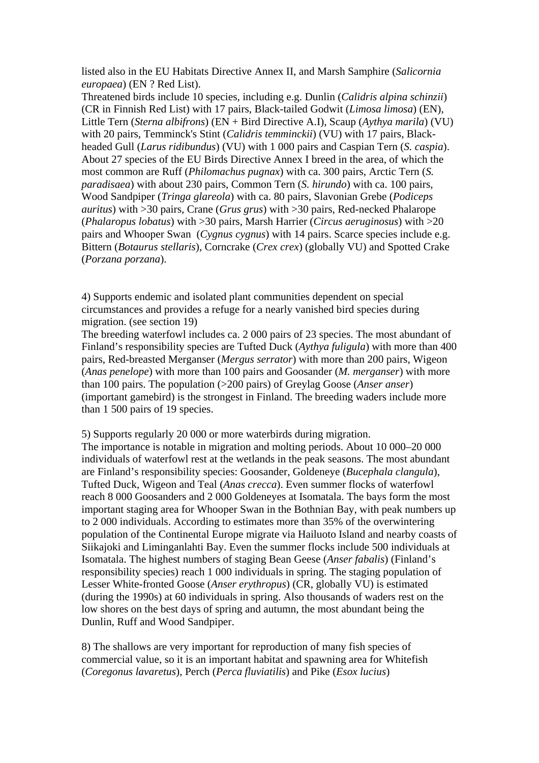listed also in the EU Habitats Directive Annex II, and Marsh Samphire (*Salicornia europaea*) (EN ? Red List).
Threatened birds include 10 species, including e.g. Dunlin (*Calidris alpina schinzii*) (CR in Finnish Red List) with 17 pairs, Black-tailed Godwit (*Limosa limosa*) (EN), Little Tern (*Sterna albifrons*) (EN + Bird Directive A.I), Scaup (*Aythya marila*) (VU) with 20 pairs, Temminck's Stint (*Calidris temminckii*) (VU) with 17 pairs, Black-headed Gull (*Larus ridibundus*) (VU) with 1 000 pairs and Caspian Tern (*S. caspia*). About 27 species of the EU Birds Directive Annex I breed in the area, of which the most common are Ruff (*Philomachus pugnax*) with ca. 300 pairs, Arctic Tern (*S. paradisaea*) with about 230 pairs, Common Tern (*S. hirundo*) with ca. 100 pairs, Wood Sandpiper (*Tringa glareola*) with ca. 80 pairs, Slavonian Grebe (*Podiceps auritus*) with >30 pairs, Crane (*Grus grus*) with >30 pairs, Red-necked Phalarope (*Phalaropus lobatus*) with >30 pairs, Marsh Harrier (*Circus aeruginosus*) with >20 pairs and Whooper Swan (*Cygnus cygnus*) with 14 pairs. Scarce species include e.g. Bittern (*Botaurus stellaris*), Corncrake (*Crex crex*) (globally VU) and Spotted Crake (*Porzana porzana*).

4) Supports endemic and isolated plant communities dependent on special circumstances and provides a refuge for a nearly vanished bird species during migration. (see section 19)
The breeding waterfowl includes ca. 2 000 pairs of 23 species. The most abundant of Finland's responsibility species are Tufted Duck (*Aythya fuligula*) with more than 400 pairs, Red-breasted Merganser (*Mergus serrator*) with more than 200 pairs, Wigeon (*Anas penelope*) with more than 100 pairs and Goosander (*M. merganser*) with more than 100 pairs. The population (>200 pairs) of Greylag Goose (*Anser anser*) (important gamebird) is the strongest in Finland. The breeding waders include more than 1 500 pairs of 19 species.

5) Supports regularly 20 000 or more waterbirds during migration.
The importance is notable in migration and molting periods. About 10 000–20 000 individuals of waterfowl rest at the wetlands in the peak seasons. The most abundant are Finland's responsibility species: Goosander, Goldeneye (*Bucephala clangula*), Tufted Duck, Wigeon and Teal (*Anas crecca*). Even summer flocks of waterfowl reach 8 000 Goosanders and 2 000 Goldeneyes at Isomatala. The bays form the most important staging area for Whooper Swan in the Bothnian Bay, with peak numbers up to 2 000 individuals. According to estimates more than 35% of the overwintering population of the Continental Europe migrate via Hailuoto Island and nearby coasts of Siikajoki and Liminganlahti Bay. Even the summer flocks include 500 individuals at Isomatala. The highest numbers of staging Bean Geese (*Anser fabalis*) (Finland's responsibility species) reach 1 000 individuals in spring. The staging population of Lesser White-fronted Goose (*Anser erythropus*) (CR, globally VU) is estimated (during the 1990s) at 60 individuals in spring. Also thousands of waders rest on the low shores on the best days of spring and autumn, the most abundant being the Dunlin, Ruff and Wood Sandpiper.

8) The shallows are very important for reproduction of many fish species of commercial value, so it is an important habitat and spawning area for Whitefish (*Coregonus lavaretus*), Perch (*Perca fluviatilis*) and Pike (*Esox lucius*)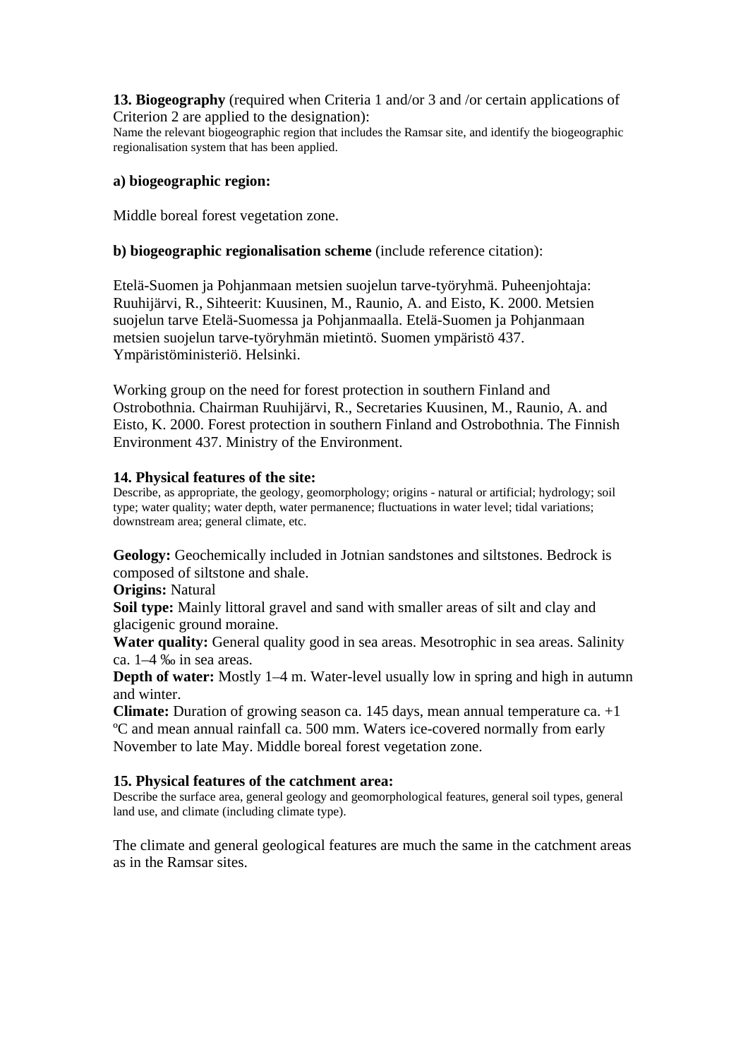**13. Biogeography** (required when Criteria 1 and/or 3 and /or certain applications of Criterion 2 are applied to the designation):

Name the relevant biogeographic region that includes the Ramsar site, and identify the biogeographic regionalisation system that has been applied.

**a) biogeographic region:**

Middle boreal forest vegetation zone.

**b) biogeographic regionalisation scheme** (include reference citation):

Etelä-Suomen ja Pohjanmaan metsien suojelun tarve-työryhmä. Puheenjohtaja: Ruuhijärvi, R., Sihteerit: Kuusinen, M., Raunio, A. and Eisto, K. 2000. Metsien suojelun tarve Etelä-Suomessa ja Pohjanmaalla. Etelä-Suomen ja Pohjanmaan metsien suojelun tarve-työryhmän mietintö. Suomen ympäristö 437. Ympäristöministeriö. Helsinki.

Working group on the need for forest protection in southern Finland and Ostrobothnia. Chairman Ruuhijärvi, R., Secretaries Kuusinen, M., Raunio, A. and Eisto, K. 2000. Forest protection in southern Finland and Ostrobothnia. The Finnish Environment 437. Ministry of the Environment.

**14. Physical features of the site:**

Describe, as appropriate, the geology, geomorphology; origins - natural or artificial; hydrology; soil type; water quality; water depth, water permanence; fluctuations in water level; tidal variations; downstream area; general climate, etc.

**Geology:** Geochemically included in Jotnian sandstones and siltstones. Bedrock is composed of siltstone and shale.

**Origins:** Natural

**Soil type:** Mainly littoral gravel and sand with smaller areas of silt and clay and glacigenic ground moraine.

**Water quality:** General quality good in sea areas. Mesotrophic in sea areas. Salinity ca. 1–4 ‰ in sea areas.

**Depth of water:** Mostly 1–4 m. Water-level usually low in spring and high in autumn and winter.

**Climate:** Duration of growing season ca. 145 days, mean annual temperature ca. +1 ºC and mean annual rainfall ca. 500 mm. Waters ice-covered normally from early November to late May. Middle boreal forest vegetation zone.

**15. Physical features of the catchment area:**

Describe the surface area, general geology and geomorphological features, general soil types, general land use, and climate (including climate type).

The climate and general geological features are much the same in the catchment areas as in the Ramsar sites.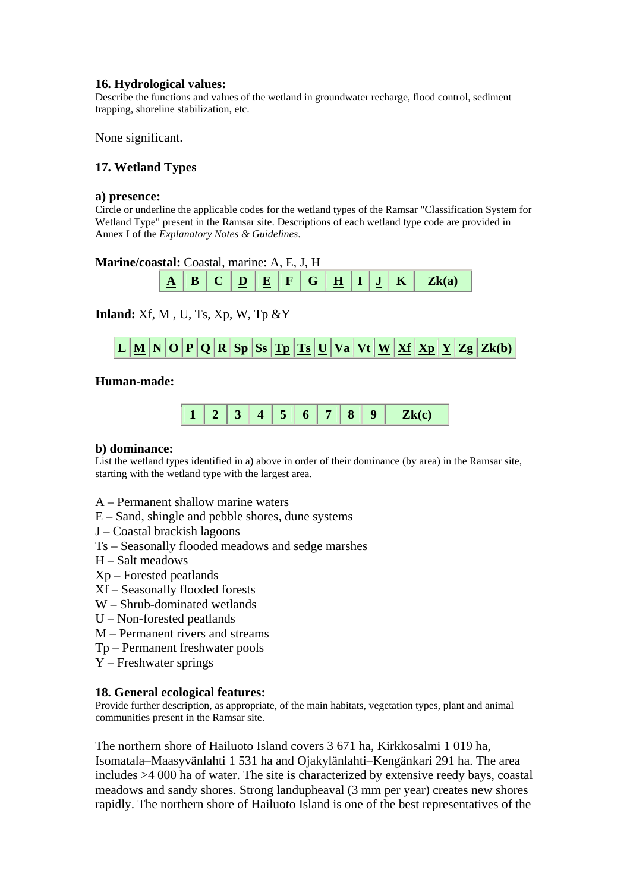### 16. Hydrological values:

Describe the functions and values of the wetland in groundwater recharge, flood control, sediment trapping, shoreline stabilization, etc.

None significant.

### 17. Wetland Types

**a) presence:**

Circle or underline the applicable codes for the wetland types of the Ramsar "Classification System for Wetland Type" present in the Ramsar site. Descriptions of each wetland type code are provided in Annex I of the *Explanatory Notes & Guidelines*.

**Marine/coastal:** Coastal, marine: A, E, J, H

| **A** | B | C | **D** | **E** | F | G | **H** | I | **J** | K | Zk(a) |
|---|---|---|---|---|---|---|---|---|---|---|---|

**Inland:** Xf, M , U, Ts, Xp, W, Tp &Y

| L | **M** | N | O | P | Q | R | Sp | Ss | **Tp** | **Ts** | **U** | Va | Vt | **W** | **Xf** | **Xp** | **Y** | Zg | Zk(b) |
|---|---|---|---|---|---|---|---|---|---|---|---|---|---|---|---|---|---|---|---|

**Human-made:**

| 1 | 2 | 3 | 4 | 5 | 6 | 7 | 8 | 9 | Zk(c) |
|---|---|---|---|---|---|---|---|---|---|

**b) dominance:**

List the wetland types identified in a) above in order of their dominance (by area) in the Ramsar site, starting with the wetland type with the largest area.

A – Permanent shallow marine waters
E – Sand, shingle and pebble shores, dune systems
J – Coastal brackish lagoons
Ts – Seasonally flooded meadows and sedge marshes
H – Salt meadows
Xp – Forested peatlands
Xf – Seasonally flooded forests
W – Shrub-dominated wetlands
U – Non-forested peatlands
M – Permanent rivers and streams
Tp – Permanent freshwater pools
Y – Freshwater springs

### 18. General ecological features:

Provide further description, as appropriate, of the main habitats, vegetation types, plant and animal communities present in the Ramsar site.

The northern shore of Hailuoto Island covers 3 671 ha, Kirkkosalmi 1 019 ha, Isomatala–Maasyvänlahti 1 531 ha and Ojakylänlahti–Kengänkari 291 ha. The area includes >4 000 ha of water. The site is characterized by extensive reedy bays, coastal meadows and sandy shores. Strong landupheaval (3 mm per year) creates new shores rapidly. The northern shore of Hailuoto Island is one of the best representatives of the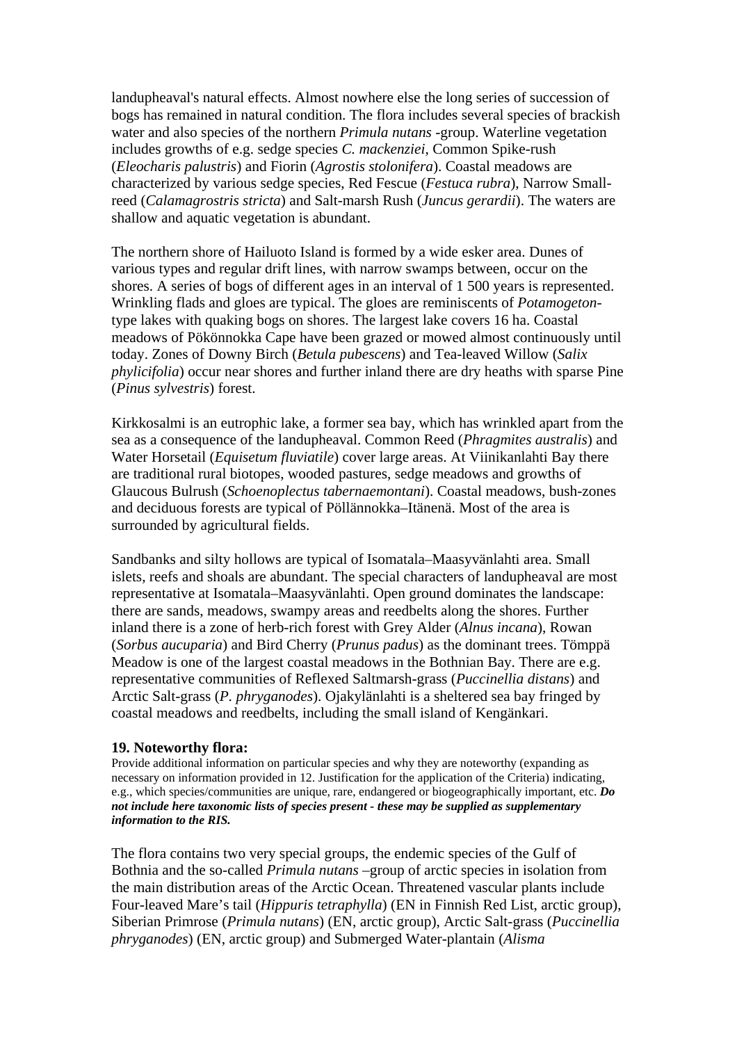landupheaval's natural effects. Almost nowhere else the long series of succession of bogs has remained in natural condition. The flora includes several species of brackish water and also species of the northern *Primula nutans* -group. Waterline vegetation includes growths of e.g. sedge species *C. mackenziei*, Common Spike-rush (*Eleocharis palustris*) and Fiorin (*Agrostis stolonifera*). Coastal meadows are characterized by various sedge species, Red Fescue (*Festuca rubra*), Narrow Small-reed (*Calamagrostris stricta*) and Salt-marsh Rush (*Juncus gerardii*). The waters are shallow and aquatic vegetation is abundant.

The northern shore of Hailuoto Island is formed by a wide esker area. Dunes of various types and regular drift lines, with narrow swamps between, occur on the shores. A series of bogs of different ages in an interval of 1 500 years is represented. Wrinkling flads and gloes are typical. The gloes are reminiscents of *Potamogeton*-type lakes with quaking bogs on shores. The largest lake covers 16 ha. Coastal meadows of Pökönnokka Cape have been grazed or mowed almost continuously until today. Zones of Downy Birch (*Betula pubescens*) and Tea-leaved Willow (*Salix phylicifolia*) occur near shores and further inland there are dry heaths with sparse Pine (*Pinus sylvestris*) forest.

Kirkkosalmi is an eutrophic lake, a former sea bay, which has wrinkled apart from the sea as a consequence of the landupheaval. Common Reed (*Phragmites australis*) and Water Horsetail (*Equisetum fluviatile*) cover large areas. At Viinikanlahti Bay there are traditional rural biotopes, wooded pastures, sedge meadows and growths of Glaucous Bulrush (*Schoenoplectus tabernaemontani*). Coastal meadows, bush-zones and deciduous forests are typical of Pöllännokka–Itänenä. Most of the area is surrounded by agricultural fields.

Sandbanks and silty hollows are typical of Isomatala–Maasyvänlahti area. Small islets, reefs and shoals are abundant. The special characters of landupheaval are most representative at Isomatala–Maasyvänlahti. Open ground dominates the landscape: there are sands, meadows, swampy areas and reedbelts along the shores. Further inland there is a zone of herb-rich forest with Grey Alder (*Alnus incana*), Rowan (*Sorbus aucuparia*) and Bird Cherry (*Prunus padus*) as the dominant trees. Tömppä Meadow is one of the largest coastal meadows in the Bothnian Bay. There are e.g. representative communities of Reflexed Saltmarsh-grass (*Puccinellia distans*) and Arctic Salt-grass (*P. phryganodes*). Ojakylänlahti is a sheltered sea bay fringed by coastal meadows and reedbelts, including the small island of Kengänkari.

**19. Noteworthy flora:**

Provide additional information on particular species and why they are noteworthy (expanding as necessary on information provided in 12. Justification for the application of the Criteria) indicating, e.g., which species/communities are unique, rare, endangered or biogeographically important, etc. ***Do not include here taxonomic lists of species present - these may be supplied as supplementary information to the RIS.***

The flora contains two very special groups, the endemic species of the Gulf of Bothnia and the so-called *Primula nutans* –group of arctic species in isolation from the main distribution areas of the Arctic Ocean. Threatened vascular plants include Four-leaved Mare's tail (*Hippuris tetraphylla*) (EN in Finnish Red List, arctic group), Siberian Primrose (*Primula nutans*) (EN, arctic group), Arctic Salt-grass (*Puccinellia phryganodes*) (EN, arctic group) and Submerged Water-plantain (*Alisma*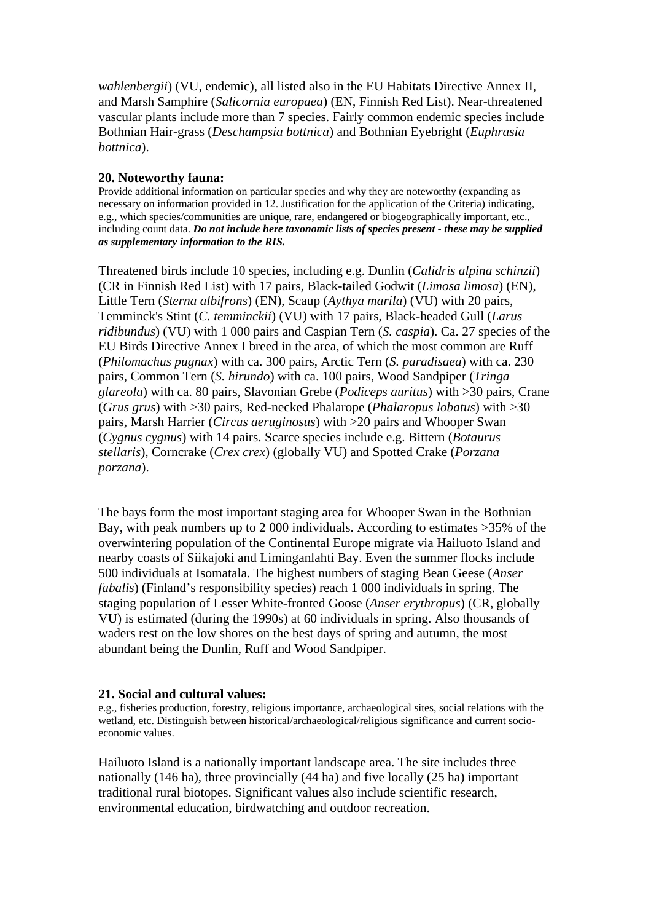*wahlenbergii*) (VU, endemic), all listed also in the EU Habitats Directive Annex II, and Marsh Samphire (*Salicornia europaea*) (EN, Finnish Red List). Near-threatened vascular plants include more than 7 species. Fairly common endemic species include Bothnian Hair-grass (*Deschampsia bottnica*) and Bothnian Eyebright (*Euphrasia bottnica*).

**20. Noteworthy fauna:**

Provide additional information on particular species and why they are noteworthy (expanding as necessary on information provided in 12. Justification for the application of the Criteria) indicating, e.g., which species/communities are unique, rare, endangered or biogeographically important, etc., including count data. ***Do not include here taxonomic lists of species present - these may be supplied as supplementary information to the RIS.***

Threatened birds include 10 species, including e.g. Dunlin (*Calidris alpina schinzii*) (CR in Finnish Red List) with 17 pairs, Black-tailed Godwit (*Limosa limosa*) (EN), Little Tern (*Sterna albifrons*) (EN), Scaup (*Aythya marila*) (VU) with 20 pairs, Temminck's Stint (*C. temminckii*) (VU) with 17 pairs, Black-headed Gull (*Larus ridibundus*) (VU) with 1 000 pairs and Caspian Tern (*S. caspia*). Ca. 27 species of the EU Birds Directive Annex I breed in the area, of which the most common are Ruff (*Philomachus pugnax*) with ca. 300 pairs, Arctic Tern (*S. paradisaea*) with ca. 230 pairs, Common Tern (*S. hirundo*) with ca. 100 pairs, Wood Sandpiper (*Tringa glareola*) with ca. 80 pairs, Slavonian Grebe (*Podiceps auritus*) with >30 pairs, Crane (*Grus grus*) with >30 pairs, Red-necked Phalarope (*Phalaropus lobatus*) with >30 pairs, Marsh Harrier (*Circus aeruginosus*) with >20 pairs and Whooper Swan (*Cygnus cygnus*) with 14 pairs. Scarce species include e.g. Bittern (*Botaurus stellaris*), Corncrake (*Crex crex*) (globally VU) and Spotted Crake (*Porzana porzana*).

The bays form the most important staging area for Whooper Swan in the Bothnian Bay, with peak numbers up to 2 000 individuals. According to estimates >35% of the overwintering population of the Continental Europe migrate via Hailuoto Island and nearby coasts of Siikajoki and Liminganlahti Bay. Even the summer flocks include 500 individuals at Isomatala. The highest numbers of staging Bean Geese (*Anser fabalis*) (Finland's responsibility species) reach 1 000 individuals in spring. The staging population of Lesser White-fronted Goose (*Anser erythropus*) (CR, globally VU) is estimated (during the 1990s) at 60 individuals in spring. Also thousands of waders rest on the low shores on the best days of spring and autumn, the most abundant being the Dunlin, Ruff and Wood Sandpiper.

**21. Social and cultural values:**

e.g., fisheries production, forestry, religious importance, archaeological sites, social relations with the wetland, etc. Distinguish between historical/archaeological/religious significance and current socio-economic values.

Hailuoto Island is a nationally important landscape area. The site includes three nationally (146 ha), three provincially (44 ha) and five locally (25 ha) important traditional rural biotopes. Significant values also include scientific research, environmental education, birdwatching and outdoor recreation.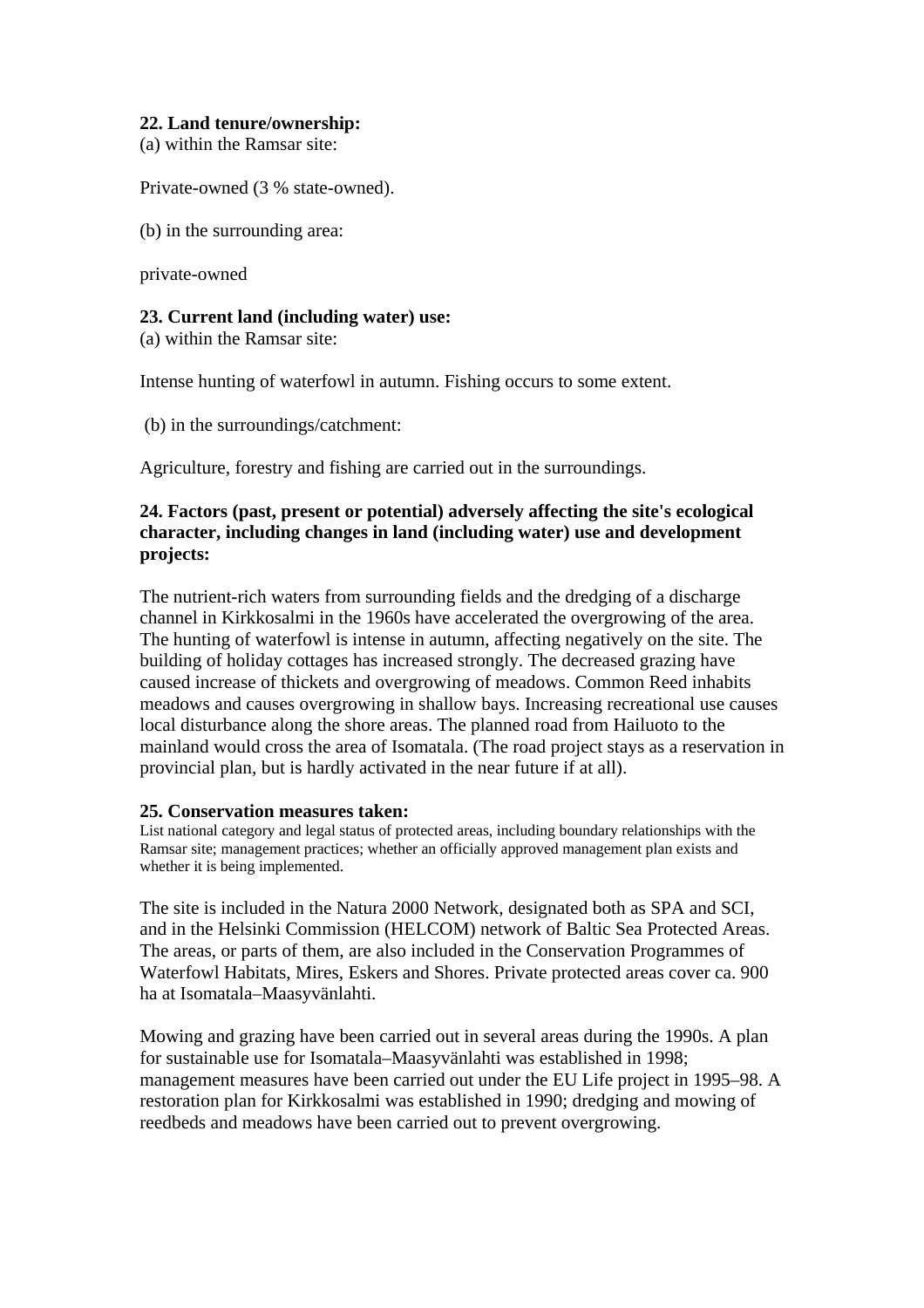**22. Land tenure/ownership:**
(a) within the Ramsar site:

Private-owned (3 % state-owned).

(b) in the surrounding area:

private-owned

**23. Current land (including water) use:**
(a) within the Ramsar site:

Intense hunting of waterfowl in autumn. Fishing occurs to some extent.

(b) in the surroundings/catchment:

Agriculture, forestry and fishing are carried out in the surroundings.

**24. Factors (past, present or potential) adversely affecting the site's ecological character, including changes in land (including water) use and development projects:**

The nutrient-rich waters from surrounding fields and the dredging of a discharge channel in Kirkkosalmi in the 1960s have accelerated the overgrowing of the area. The hunting of waterfowl is intense in autumn, affecting negatively on the site. The building of holiday cottages has increased strongly. The decreased grazing have caused increase of thickets and overgrowing of meadows. Common Reed inhabits meadows and causes overgrowing in shallow bays. Increasing recreational use causes local disturbance along the shore areas. The planned road from Hailuoto to the mainland would cross the area of Isomatala. (The road project stays as a reservation in provincial plan, but is hardly activated in the near future if at all).

**25. Conservation measures taken:**
List national category and legal status of protected areas, including boundary relationships with the Ramsar site; management practices; whether an officially approved management plan exists and whether it is being implemented.

The site is included in the Natura 2000 Network, designated both as SPA and SCI, and in the Helsinki Commission (HELCOM) network of Baltic Sea Protected Areas. The areas, or parts of them, are also included in the Conservation Programmes of Waterfowl Habitats, Mires, Eskers and Shores. Private protected areas cover ca. 900 ha at Isomatala–Maasyvänlahti.

Mowing and grazing have been carried out in several areas during the 1990s. A plan for sustainable use for Isomatala–Maasyvänlahti was established in 1998; management measures have been carried out under the EU Life project in 1995–98. A restoration plan for Kirkkosalmi was established in 1990; dredging and mowing of reedbeds and meadows have been carried out to prevent overgrowing.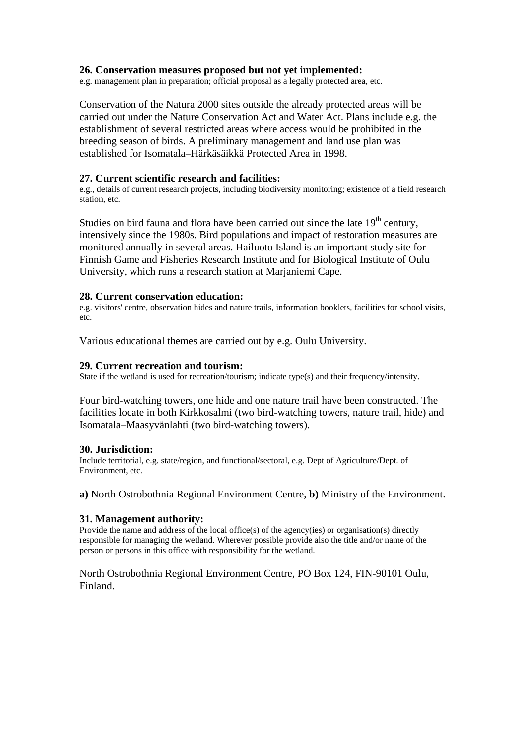### 26. Conservation measures proposed but not yet implemented:

e.g. management plan in preparation; official proposal as a legally protected area, etc.

Conservation of the Natura 2000 sites outside the already protected areas will be carried out under the Nature Conservation Act and Water Act. Plans include e.g. the establishment of several restricted areas where access would be prohibited in the breeding season of birds. A preliminary management and land use plan was established for Isomatala–Härkäsäikkä Protected Area in 1998.

### 27. Current scientific research and facilities:

e.g., details of current research projects, including biodiversity monitoring; existence of a field research station, etc.

Studies on bird fauna and flora have been carried out since the late 19th century, intensively since the 1980s. Bird populations and impact of restoration measures are monitored annually in several areas. Hailuoto Island is an important study site for Finnish Game and Fisheries Research Institute and for Biological Institute of Oulu University, which runs a research station at Marjaniemi Cape.

### 28. Current conservation education:

e.g. visitors' centre, observation hides and nature trails, information booklets, facilities for school visits, etc.

Various educational themes are carried out by e.g. Oulu University.

### 29. Current recreation and tourism:

State if the wetland is used for recreation/tourism; indicate type(s) and their frequency/intensity.

Four bird-watching towers, one hide and one nature trail have been constructed. The facilities locate in both Kirkkosalmi (two bird-watching towers, nature trail, hide) and Isomatala–Maasyvänlahti (two bird-watching towers).

### 30. Jurisdiction:

Include territorial, e.g. state/region, and functional/sectoral, e.g. Dept of Agriculture/Dept. of Environment, etc.

**a)** North Ostrobothnia Regional Environment Centre, **b)** Ministry of the Environment.

### 31. Management authority:

Provide the name and address of the local office(s) of the agency(ies) or organisation(s) directly responsible for managing the wetland. Wherever possible provide also the title and/or name of the person or persons in this office with responsibility for the wetland.

North Ostrobothnia Regional Environment Centre, PO Box 124, FIN-90101 Oulu, Finland.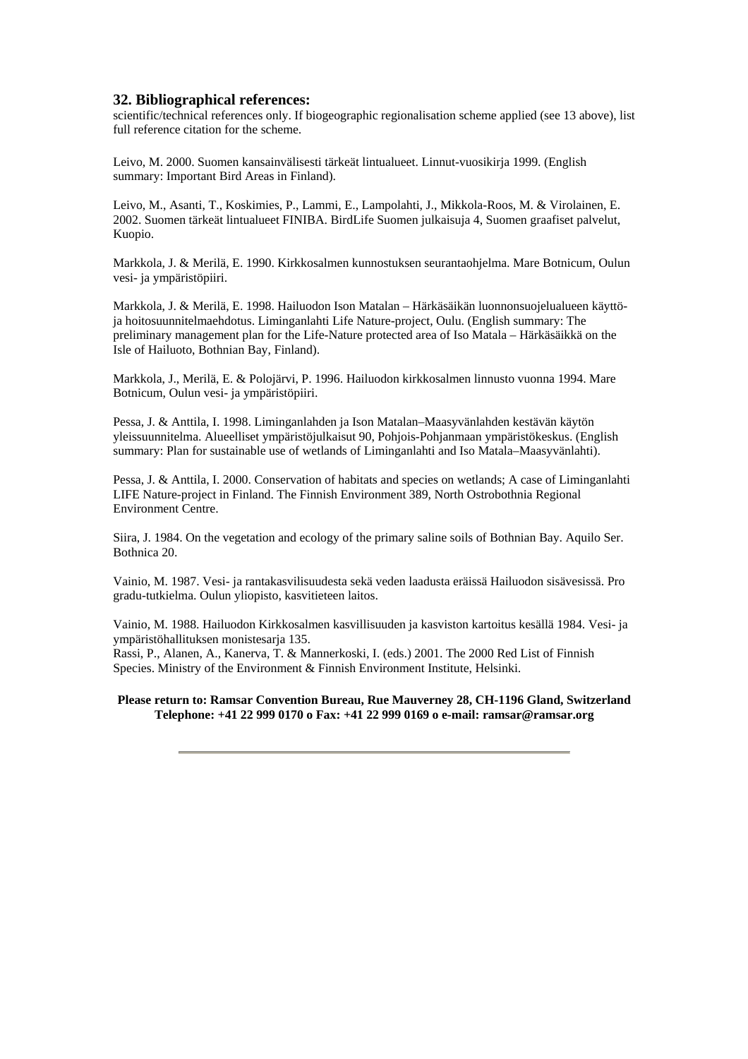## 32. Bibliographical references:

scientific/technical references only. If biogeographic regionalisation scheme applied (see 13 above), list full reference citation for the scheme.

Leivo, M. 2000. Suomen kansainvälisesti tärkeät lintualueet. Linnut-vuosikirja 1999. (English summary: Important Bird Areas in Finland).

Leivo, M., Asanti, T., Koskimies, P., Lammi, E., Lampolahti, J., Mikkola-Roos, M. & Virolainen, E. 2002. Suomen tärkeät lintualueet FINIBA. BirdLife Suomen julkaisuja 4, Suomen graafiset palvelut, Kuopio.

Markkola, J. & Merilä, E. 1990. Kirkkosalmen kunnostuksen seurantaohjelma. Mare Botnicum, Oulun vesi- ja ympäristöpiiri.

Markkola, J. & Merilä, E. 1998. Hailuodon Ison Matalan – Härkäsäikän luonnonsuojelualueen käyttö- ja hoitosuunnitelmaehdotus. Liminganlahti Life Nature-project, Oulu. (English summary: The preliminary management plan for the Life-Nature protected area of Iso Matala – Härkäsäikkä on the Isle of Hailuoto, Bothnian Bay, Finland).

Markkola, J., Merilä, E. & Polojärvi, P. 1996. Hailuodon kirkkosalmen linnusto vuonna 1994. Mare Botnicum, Oulun vesi- ja ympäristöpiiri.

Pessa, J. & Anttila, I. 1998. Liminganlahden ja Ison Matalan–Maasyvänlahden kestävän käytön yleissuunnitelma. Alueelliset ympäristöjulkaisut 90, Pohjois-Pohjanmaan ympäristökeskus. (English summary: Plan for sustainable use of wetlands of Liminganlahti and Iso Matala–Maasyvänlahti).

Pessa, J. & Anttila, I. 2000. Conservation of habitats and species on wetlands; A case of Liminganlahti LIFE Nature-project in Finland. The Finnish Environment 389, North Ostrobothnia Regional Environment Centre.

Siira, J. 1984. On the vegetation and ecology of the primary saline soils of Bothnian Bay. Aquilo Ser. Bothnica 20.

Vainio, M. 1987. Vesi- ja rantakasvilisuudesta sekä veden laadusta eräissä Hailuodon sisävesissä. Pro gradu-tutkielma. Oulun yliopisto, kasvitieteen laitos.

Vainio, M. 1988. Hailuodon Kirkkosalmen kasvillisuuden ja kasviston kartoitus kesällä 1984. Vesi- ja ympäristöhallituksen monistesarja 135.
Rassi, P., Alanen, A., Kanerva, T. & Mannerkoski, I. (eds.) 2001. The 2000 Red List of Finnish Species. Ministry of the Environment & Finnish Environment Institute, Helsinki.

**Please return to: Ramsar Convention Bureau, Rue Mauverney 28, CH-1196 Gland, Switzerland**
**Telephone: +41 22 999 0170 o Fax: +41 22 999 0169 o e-mail: ramsar@ramsar.org**